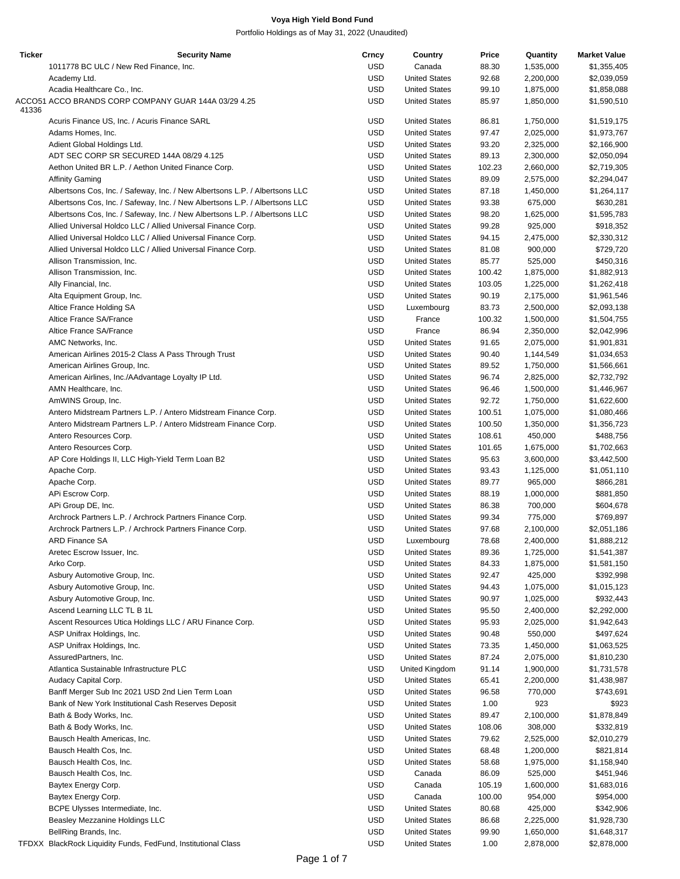**Voya High Yield Bond Fund**

Portfolio Holdings as of May 31, 2022 (Unaudited)

| Ticker | Security Name | Crncy | Country | Price | Quantity | Market Value |
|---|---|---|---|---|---|---|
| | 1011778 BC ULC / New Red Finance, Inc. | USD | Canada | 88.30 | 1,535,000 | $1,355,405 |
| | Academy Ltd. | USD | United States | 92.68 | 2,200,000 | $2,039,059 |
| | Acadia Healthcare Co., Inc. | USD | United States | 99.10 | 1,875,000 | $1,858,088 |
| ACCO5141336 | ACCO BRANDS CORP COMPANY GUAR 144A 03/29 4.25 | USD | United States | 85.97 | 1,850,000 | $1,590,510 |
| | Acuris Finance US, Inc. / Acuris Finance SARL | USD | United States | 86.81 | 1,750,000 | $1,519,175 |
| | Adams Homes, Inc. | USD | United States | 97.47 | 2,025,000 | $1,973,767 |
| | Adient Global Holdings Ltd. | USD | United States | 93.20 | 2,325,000 | $2,166,900 |
| | ADT SEC CORP SR SECURED 144A 08/29 4.125 | USD | United States | 89.13 | 2,300,000 | $2,050,094 |
| | Aethon United BR L.P. / Aethon United Finance Corp. | USD | United States | 102.23 | 2,660,000 | $2,719,305 |
| | Affinity Gaming | USD | United States | 89.09 | 2,575,000 | $2,294,047 |
| | Albertsons Cos, Inc. / Safeway, Inc. / New Albertsons L.P. / Albertsons LLC | USD | United States | 87.18 | 1,450,000 | $1,264,117 |
| | Albertsons Cos, Inc. / Safeway, Inc. / New Albertsons L.P. / Albertsons LLC | USD | United States | 93.38 | 675,000 | $630,281 |
| | Albertsons Cos, Inc. / Safeway, Inc. / New Albertsons L.P. / Albertsons LLC | USD | United States | 98.20 | 1,625,000 | $1,595,783 |
| | Allied Universal Holdco LLC / Allied Universal Finance Corp. | USD | United States | 99.28 | 925,000 | $918,352 |
| | Allied Universal Holdco LLC / Allied Universal Finance Corp. | USD | United States | 94.15 | 2,475,000 | $2,330,312 |
| | Allied Universal Holdco LLC / Allied Universal Finance Corp. | USD | United States | 81.08 | 900,000 | $729,720 |
| | Allison Transmission, Inc. | USD | United States | 85.77 | 525,000 | $450,316 |
| | Allison Transmission, Inc. | USD | United States | 100.42 | 1,875,000 | $1,882,913 |
| | Ally Financial, Inc. | USD | United States | 103.05 | 1,225,000 | $1,262,418 |
| | Alta Equipment Group, Inc. | USD | United States | 90.19 | 2,175,000 | $1,961,546 |
| | Altice France Holding SA | USD | Luxembourg | 83.73 | 2,500,000 | $2,093,138 |
| | Altice France SA/France | USD | France | 100.32 | 1,500,000 | $1,504,755 |
| | Altice France SA/France | USD | France | 86.94 | 2,350,000 | $2,042,996 |
| | AMC Networks, Inc. | USD | United States | 91.65 | 2,075,000 | $1,901,831 |
| | American Airlines 2015-2 Class A Pass Through Trust | USD | United States | 90.40 | 1,144,549 | $1,034,653 |
| | American Airlines Group, Inc. | USD | United States | 89.52 | 1,750,000 | $1,566,661 |
| | American Airlines, Inc./AAdvantage Loyalty IP Ltd. | USD | United States | 96.74 | 2,825,000 | $2,732,792 |
| | AMN Healthcare, Inc. | USD | United States | 96.46 | 1,500,000 | $1,446,967 |
| | AmWINS Group, Inc. | USD | United States | 92.72 | 1,750,000 | $1,622,600 |
| | Antero Midstream Partners L.P. / Antero Midstream Finance Corp. | USD | United States | 100.51 | 1,075,000 | $1,080,466 |
| | Antero Midstream Partners L.P. / Antero Midstream Finance Corp. | USD | United States | 100.50 | 1,350,000 | $1,356,723 |
| | Antero Resources Corp. | USD | United States | 108.61 | 450,000 | $488,756 |
| | Antero Resources Corp. | USD | United States | 101.65 | 1,675,000 | $1,702,663 |
| | AP Core Holdings II, LLC High-Yield Term Loan B2 | USD | United States | 95.63 | 3,600,000 | $3,442,500 |
| | Apache Corp. | USD | United States | 93.43 | 1,125,000 | $1,051,110 |
| | Apache Corp. | USD | United States | 89.77 | 965,000 | $866,281 |
| | APi Escrow Corp. | USD | United States | 88.19 | 1,000,000 | $881,850 |
| | APi Group DE, Inc. | USD | United States | 86.38 | 700,000 | $604,678 |
| | Archrock Partners L.P. / Archrock Partners Finance Corp. | USD | United States | 99.34 | 775,000 | $769,897 |
| | Archrock Partners L.P. / Archrock Partners Finance Corp. | USD | United States | 97.68 | 2,100,000 | $2,051,186 |
| | ARD Finance SA | USD | Luxembourg | 78.68 | 2,400,000 | $1,888,212 |
| | Aretec Escrow Issuer, Inc. | USD | United States | 89.36 | 1,725,000 | $1,541,387 |
| | Arko Corp. | USD | United States | 84.33 | 1,875,000 | $1,581,150 |
| | Asbury Automotive Group, Inc. | USD | United States | 92.47 | 425,000 | $392,998 |
| | Asbury Automotive Group, Inc. | USD | United States | 94.43 | 1,075,000 | $1,015,123 |
| | Asbury Automotive Group, Inc. | USD | United States | 90.97 | 1,025,000 | $932,443 |
| | Ascend Learning LLC TL B 1L | USD | United States | 95.50 | 2,400,000 | $2,292,000 |
| | Ascent Resources Utica Holdings LLC / ARU Finance Corp. | USD | United States | 95.93 | 2,025,000 | $1,942,643 |
| | ASP Unifrax Holdings, Inc. | USD | United States | 90.48 | 550,000 | $497,624 |
| | ASP Unifrax Holdings, Inc. | USD | United States | 73.35 | 1,450,000 | $1,063,525 |
| | AssuredPartners, Inc. | USD | United States | 87.24 | 2,075,000 | $1,810,230 |
| | Atlantica Sustainable Infrastructure PLC | USD | United Kingdom | 91.14 | 1,900,000 | $1,731,578 |
| | Audacy Capital Corp. | USD | United States | 65.41 | 2,200,000 | $1,438,987 |
| | Banff Merger Sub Inc 2021 USD 2nd Lien Term Loan | USD | United States | 96.58 | 770,000 | $743,691 |
| | Bank of New York Institutional Cash Reserves Deposit | USD | United States | 1.00 | 923 | $923 |
| | Bath & Body Works, Inc. | USD | United States | 89.47 | 2,100,000 | $1,878,849 |
| | Bath & Body Works, Inc. | USD | United States | 108.06 | 308,000 | $332,819 |
| | Bausch Health Americas, Inc. | USD | United States | 79.62 | 2,525,000 | $2,010,279 |
| | Bausch Health Cos, Inc. | USD | United States | 68.48 | 1,200,000 | $821,814 |
| | Bausch Health Cos, Inc. | USD | United States | 58.68 | 1,975,000 | $1,158,940 |
| | Bausch Health Cos, Inc. | USD | Canada | 86.09 | 525,000 | $451,946 |
| | Baytex Energy Corp. | USD | Canada | 105.19 | 1,600,000 | $1,683,016 |
| | Baytex Energy Corp. | USD | Canada | 100.00 | 954,000 | $954,000 |
| | BCPE Ulysses Intermediate, Inc. | USD | United States | 80.68 | 425,000 | $342,906 |
| | Beasley Mezzanine Holdings LLC | USD | United States | 86.68 | 2,225,000 | $1,928,730 |
| | BellRing Brands, Inc. | USD | United States | 99.90 | 1,650,000 | $1,648,317 |
| TFDXX | BlackRock Liquidity Funds, FedFund, Institutional Class | USD | United States | 1.00 | 2,878,000 | $2,878,000 |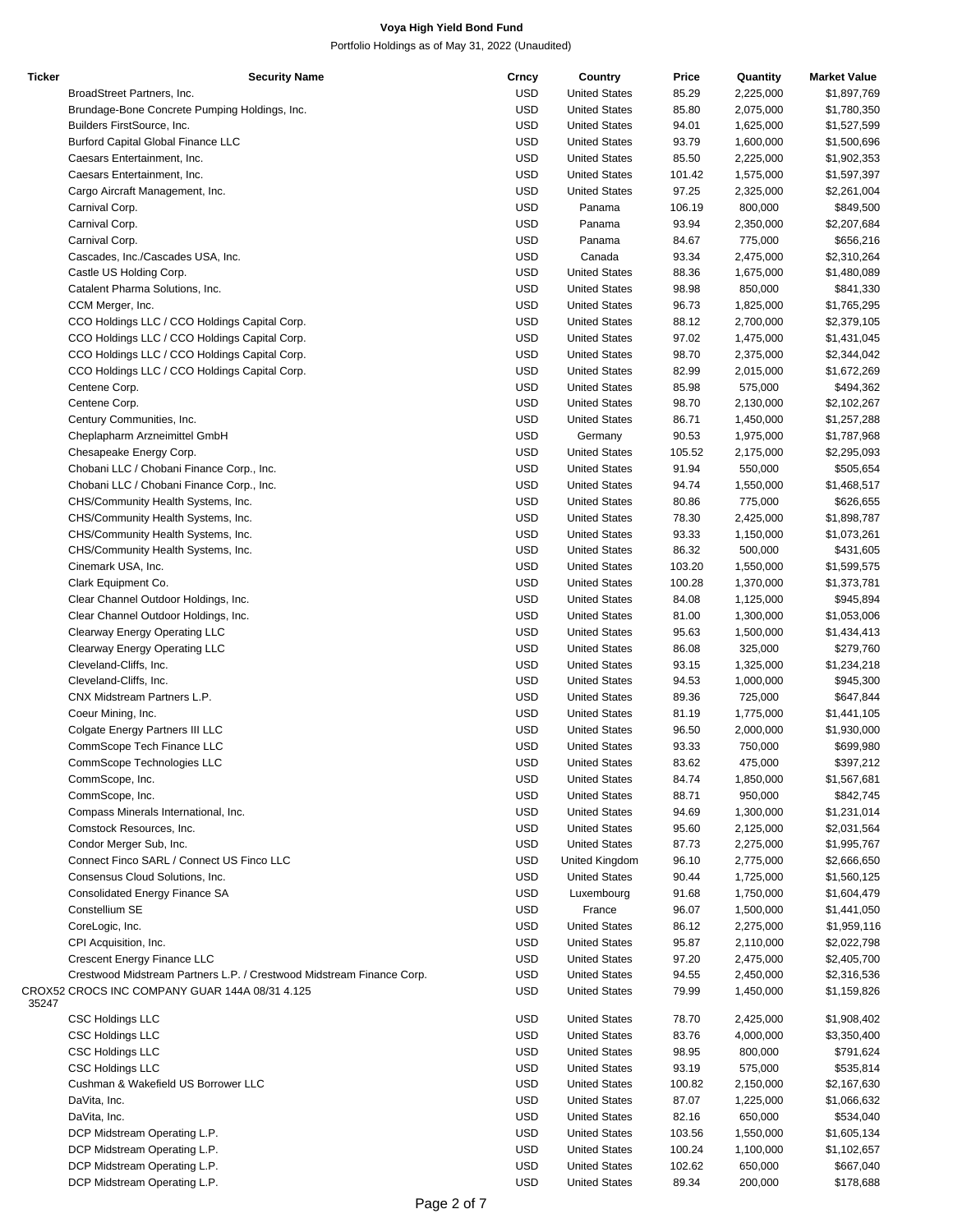**Voya High Yield Bond Fund**

Portfolio Holdings as of May 31, 2022 (Unaudited)

| Ticker | Security Name | Crncy | Country | Price | Quantity | Market Value |
|---|---|---|---|---|---|---|
| | BroadStreet Partners, Inc. | USD | United States | 85.29 | 2,225,000 | $1,897,769 |
| | Brundage-Bone Concrete Pumping Holdings, Inc. | USD | United States | 85.80 | 2,075,000 | $1,780,350 |
| | Builders FirstSource, Inc. | USD | United States | 94.01 | 1,625,000 | $1,527,599 |
| | Burford Capital Global Finance LLC | USD | United States | 93.79 | 1,600,000 | $1,500,696 |
| | Caesars Entertainment, Inc. | USD | United States | 85.50 | 2,225,000 | $1,902,353 |
| | Caesars Entertainment, Inc. | USD | United States | 101.42 | 1,575,000 | $1,597,397 |
| | Cargo Aircraft Management, Inc. | USD | United States | 97.25 | 2,325,000 | $2,261,004 |
| | Carnival Corp. | USD | Panama | 106.19 | 800,000 | $849,500 |
| | Carnival Corp. | USD | Panama | 93.94 | 2,350,000 | $2,207,684 |
| | Carnival Corp. | USD | Panama | 84.67 | 775,000 | $656,216 |
| | Cascades, Inc./Cascades USA, Inc. | USD | Canada | 93.34 | 2,475,000 | $2,310,264 |
| | Castle US Holding Corp. | USD | United States | 88.36 | 1,675,000 | $1,480,089 |
| | Catalent Pharma Solutions, Inc. | USD | United States | 98.98 | 850,000 | $841,330 |
| | CCM Merger, Inc. | USD | United States | 96.73 | 1,825,000 | $1,765,295 |
| | CCO Holdings LLC / CCO Holdings Capital Corp. | USD | United States | 88.12 | 2,700,000 | $2,379,105 |
| | CCO Holdings LLC / CCO Holdings Capital Corp. | USD | United States | 97.02 | 1,475,000 | $1,431,045 |
| | CCO Holdings LLC / CCO Holdings Capital Corp. | USD | United States | 98.70 | 2,375,000 | $2,344,042 |
| | CCO Holdings LLC / CCO Holdings Capital Corp. | USD | United States | 82.99 | 2,015,000 | $1,672,269 |
| | Centene Corp. | USD | United States | 85.98 | 575,000 | $494,362 |
| | Centene Corp. | USD | United States | 98.70 | 2,130,000 | $2,102,267 |
| | Century Communities, Inc. | USD | United States | 86.71 | 1,450,000 | $1,257,288 |
| | Cheplapharm Arzneimittel GmbH | USD | Germany | 90.53 | 1,975,000 | $1,787,968 |
| | Chesapeake Energy Corp. | USD | United States | 105.52 | 2,175,000 | $2,295,093 |
| | Chobani LLC / Chobani Finance Corp., Inc. | USD | United States | 91.94 | 550,000 | $505,654 |
| | Chobani LLC / Chobani Finance Corp., Inc. | USD | United States | 94.74 | 1,550,000 | $1,468,517 |
| | CHS/Community Health Systems, Inc. | USD | United States | 80.86 | 775,000 | $626,655 |
| | CHS/Community Health Systems, Inc. | USD | United States | 78.30 | 2,425,000 | $1,898,787 |
| | CHS/Community Health Systems, Inc. | USD | United States | 93.33 | 1,150,000 | $1,073,261 |
| | CHS/Community Health Systems, Inc. | USD | United States | 86.32 | 500,000 | $431,605 |
| | Cinemark USA, Inc. | USD | United States | 103.20 | 1,550,000 | $1,599,575 |
| | Clark Equipment Co. | USD | United States | 100.28 | 1,370,000 | $1,373,781 |
| | Clear Channel Outdoor Holdings, Inc. | USD | United States | 84.08 | 1,125,000 | $945,894 |
| | Clear Channel Outdoor Holdings, Inc. | USD | United States | 81.00 | 1,300,000 | $1,053,006 |
| | Clearway Energy Operating LLC | USD | United States | 95.63 | 1,500,000 | $1,434,413 |
| | Clearway Energy Operating LLC | USD | United States | 86.08 | 325,000 | $279,760 |
| | Cleveland-Cliffs, Inc. | USD | United States | 93.15 | 1,325,000 | $1,234,218 |
| | Cleveland-Cliffs, Inc. | USD | United States | 94.53 | 1,000,000 | $945,300 |
| | CNX Midstream Partners L.P. | USD | United States | 89.36 | 725,000 | $647,844 |
| | Coeur Mining, Inc. | USD | United States | 81.19 | 1,775,000 | $1,441,105 |
| | Colgate Energy Partners III LLC | USD | United States | 96.50 | 2,000,000 | $1,930,000 |
| | CommScope Tech Finance LLC | USD | United States | 93.33 | 750,000 | $699,980 |
| | CommScope Technologies LLC | USD | United States | 83.62 | 475,000 | $397,212 |
| | CommScope, Inc. | USD | United States | 84.74 | 1,850,000 | $1,567,681 |
| | CommScope, Inc. | USD | United States | 88.71 | 950,000 | $842,745 |
| | Compass Minerals International, Inc. | USD | United States | 94.69 | 1,300,000 | $1,231,014 |
| | Comstock Resources, Inc. | USD | United States | 95.60 | 2,125,000 | $2,031,564 |
| | Condor Merger Sub, Inc. | USD | United States | 87.73 | 2,275,000 | $1,995,767 |
| | Connect Finco SARL / Connect US Finco LLC | USD | United Kingdom | 96.10 | 2,775,000 | $2,666,650 |
| | Consensus Cloud Solutions, Inc. | USD | United States | 90.44 | 1,725,000 | $1,560,125 |
| | Consolidated Energy Finance SA | USD | Luxembourg | 91.68 | 1,750,000 | $1,604,479 |
| | Constellium SE | USD | France | 96.07 | 1,500,000 | $1,441,050 |
| | CoreLogic, Inc. | USD | United States | 86.12 | 2,275,000 | $1,959,116 |
| | CPI Acquisition, Inc. | USD | United States | 95.87 | 2,110,000 | $2,022,798 |
| | Crescent Energy Finance LLC | USD | United States | 97.20 | 2,475,000 | $2,405,700 |
| | Crestwood Midstream Partners L.P. / Crestwood Midstream Finance Corp. | USD | United States | 94.55 | 2,450,000 | $2,316,536 |
| CROX5235247 | CROCS INC COMPANY GUAR 144A 08/31 4.125 | USD | United States | 79.99 | 1,450,000 | $1,159,826 |
| | CSC Holdings LLC | USD | United States | 78.70 | 2,425,000 | $1,908,402 |
| | CSC Holdings LLC | USD | United States | 83.76 | 4,000,000 | $3,350,400 |
| | CSC Holdings LLC | USD | United States | 98.95 | 800,000 | $791,624 |
| | CSC Holdings LLC | USD | United States | 93.19 | 575,000 | $535,814 |
| | Cushman & Wakefield US Borrower LLC | USD | United States | 100.82 | 2,150,000 | $2,167,630 |
| | DaVita, Inc. | USD | United States | 87.07 | 1,225,000 | $1,066,632 |
| | DaVita, Inc. | USD | United States | 82.16 | 650,000 | $534,040 |
| | DCP Midstream Operating L.P. | USD | United States | 103.56 | 1,550,000 | $1,605,134 |
| | DCP Midstream Operating L.P. | USD | United States | 100.24 | 1,100,000 | $1,102,657 |
| | DCP Midstream Operating L.P. | USD | United States | 102.62 | 650,000 | $667,040 |
| | DCP Midstream Operating L.P. | USD | United States | 89.34 | 200,000 | $178,688 |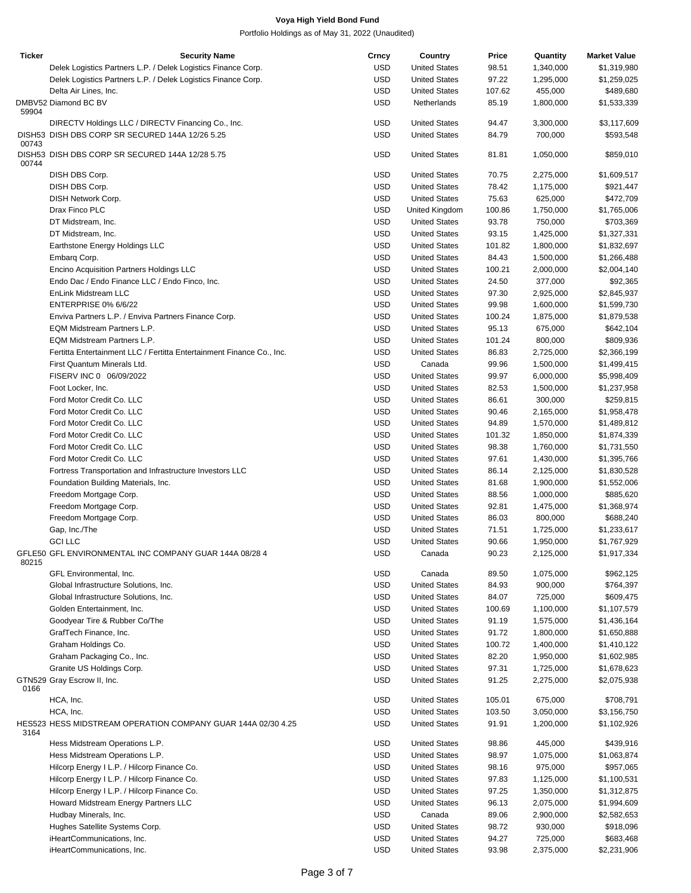**Voya High Yield Bond Fund**

Portfolio Holdings as of May 31, 2022 (Unaudited)

| Ticker | Security Name | Crncy | Country | Price | Quantity | Market Value |
|---|---|---|---|---|---|---|
| | Delek Logistics Partners L.P. / Delek Logistics Finance Corp. | USD | United States | 98.51 | 1,340,000 | $1,319,980 |
| | Delek Logistics Partners L.P. / Delek Logistics Finance Corp. | USD | United States | 97.22 | 1,295,000 | $1,259,025 |
| | Delta Air Lines, Inc. | USD | United States | 107.62 | 455,000 | $489,680 |
| DMBV52 59904 | Diamond BC BV | USD | Netherlands | 85.19 | 1,800,000 | $1,533,339 |
| | DIRECTV Holdings LLC / DIRECTV Financing Co., Inc. | USD | United States | 94.47 | 3,300,000 | $3,117,609 |
| DISH53 00743 | DISH DBS CORP SR SECURED 144A 12/26 5.25 | USD | United States | 84.79 | 700,000 | $593,548 |
| DISH53 00744 | DISH DBS CORP SR SECURED 144A 12/28 5.75 | USD | United States | 81.81 | 1,050,000 | $859,010 |
| | DISH DBS Corp. | USD | United States | 70.75 | 2,275,000 | $1,609,517 |
| | DISH DBS Corp. | USD | United States | 78.42 | 1,175,000 | $921,447 |
| | DISH Network Corp. | USD | United States | 75.63 | 625,000 | $472,709 |
| | Drax Finco PLC | USD | United Kingdom | 100.86 | 1,750,000 | $1,765,006 |
| | DT Midstream, Inc. | USD | United States | 93.78 | 750,000 | $703,369 |
| | DT Midstream, Inc. | USD | United States | 93.15 | 1,425,000 | $1,327,331 |
| | Earthstone Energy Holdings LLC | USD | United States | 101.82 | 1,800,000 | $1,832,697 |
| | Embarq Corp. | USD | United States | 84.43 | 1,500,000 | $1,266,488 |
| | Encino Acquisition Partners Holdings LLC | USD | United States | 100.21 | 2,000,000 | $2,004,140 |
| | Endo Dac / Endo Finance LLC / Endo Finco, Inc. | USD | United States | 24.50 | 377,000 | $92,365 |
| | EnLink Midstream LLC | USD | United States | 97.30 | 2,925,000 | $2,845,937 |
| | ENTERPRISE 0% 6/6/22 | USD | United States | 99.98 | 1,600,000 | $1,599,730 |
| | Enviva Partners L.P. / Enviva Partners Finance Corp. | USD | United States | 100.24 | 1,875,000 | $1,879,538 |
| | EQM Midstream Partners L.P. | USD | United States | 95.13 | 675,000 | $642,104 |
| | EQM Midstream Partners L.P. | USD | United States | 101.24 | 800,000 | $809,936 |
| | Fertitta Entertainment LLC / Fertitta Entertainment Finance Co., Inc. | USD | United States | 86.83 | 2,725,000 | $2,366,199 |
| | First Quantum Minerals Ltd. | USD | Canada | 99.96 | 1,500,000 | $1,499,415 |
| | FISERV INC 0 06/09/2022 | USD | United States | 99.97 | 6,000,000 | $5,998,409 |
| | Foot Locker, Inc. | USD | United States | 82.53 | 1,500,000 | $1,237,958 |
| | Ford Motor Credit Co. LLC | USD | United States | 86.61 | 300,000 | $259,815 |
| | Ford Motor Credit Co. LLC | USD | United States | 90.46 | 2,165,000 | $1,958,478 |
| | Ford Motor Credit Co. LLC | USD | United States | 94.89 | 1,570,000 | $1,489,812 |
| | Ford Motor Credit Co. LLC | USD | United States | 101.32 | 1,850,000 | $1,874,339 |
| | Ford Motor Credit Co. LLC | USD | United States | 98.38 | 1,760,000 | $1,731,550 |
| | Ford Motor Credit Co. LLC | USD | United States | 97.61 | 1,430,000 | $1,395,766 |
| | Fortress Transportation and Infrastructure Investors LLC | USD | United States | 86.14 | 2,125,000 | $1,830,528 |
| | Foundation Building Materials, Inc. | USD | United States | 81.68 | 1,900,000 | $1,552,006 |
| | Freedom Mortgage Corp. | USD | United States | 88.56 | 1,000,000 | $885,620 |
| | Freedom Mortgage Corp. | USD | United States | 92.81 | 1,475,000 | $1,368,974 |
| | Freedom Mortgage Corp. | USD | United States | 86.03 | 800,000 | $688,240 |
| | Gap, Inc./The | USD | United States | 71.51 | 1,725,000 | $1,233,617 |
| | GCI LLC | USD | United States | 90.66 | 1,950,000 | $1,767,929 |
| GFLE50 80215 | GFL ENVIRONMENTAL INC COMPANY GUAR 144A 08/28 4 | USD | Canada | 90.23 | 2,125,000 | $1,917,334 |
| | GFL Environmental, Inc. | USD | Canada | 89.50 | 1,075,000 | $962,125 |
| | Global Infrastructure Solutions, Inc. | USD | United States | 84.93 | 900,000 | $764,397 |
| | Global Infrastructure Solutions, Inc. | USD | United States | 84.07 | 725,000 | $609,475 |
| | Golden Entertainment, Inc. | USD | United States | 100.69 | 1,100,000 | $1,107,579 |
| | Goodyear Tire & Rubber Co/The | USD | United States | 91.19 | 1,575,000 | $1,436,164 |
| | GrafTech Finance, Inc. | USD | United States | 91.72 | 1,800,000 | $1,650,888 |
| | Graham Holdings Co. | USD | United States | 100.72 | 1,400,000 | $1,410,122 |
| | Graham Packaging Co., Inc. | USD | United States | 82.20 | 1,950,000 | $1,602,985 |
| | Granite US Holdings Corp. | USD | United States | 97.31 | 1,725,000 | $1,678,623 |
| GTN529 0166 | Gray Escrow II, Inc. | USD | United States | 91.25 | 2,275,000 | $2,075,938 |
| | HCA, Inc. | USD | United States | 105.01 | 675,000 | $708,791 |
| | HCA, Inc. | USD | United States | 103.50 | 3,050,000 | $3,156,750 |
| HES523 3164 | HESS MIDSTREAM OPERATION COMPANY GUAR 144A 02/30 4.25 | USD | United States | 91.91 | 1,200,000 | $1,102,926 |
| | Hess Midstream Operations L.P. | USD | United States | 98.86 | 445,000 | $439,916 |
| | Hess Midstream Operations L.P. | USD | United States | 98.97 | 1,075,000 | $1,063,874 |
| | Hilcorp Energy I L.P. / Hilcorp Finance Co. | USD | United States | 98.16 | 975,000 | $957,065 |
| | Hilcorp Energy I L.P. / Hilcorp Finance Co. | USD | United States | 97.83 | 1,125,000 | $1,100,531 |
| | Hilcorp Energy I L.P. / Hilcorp Finance Co. | USD | United States | 97.25 | 1,350,000 | $1,312,875 |
| | Howard Midstream Energy Partners LLC | USD | United States | 96.13 | 2,075,000 | $1,994,609 |
| | Hudbay Minerals, Inc. | USD | Canada | 89.06 | 2,900,000 | $2,582,653 |
| | Hughes Satellite Systems Corp. | USD | United States | 98.72 | 930,000 | $918,096 |
| | iHeartCommunications, Inc. | USD | United States | 94.27 | 725,000 | $683,468 |
| | iHeartCommunications, Inc. | USD | United States | 93.98 | 2,375,000 | $2,231,906 |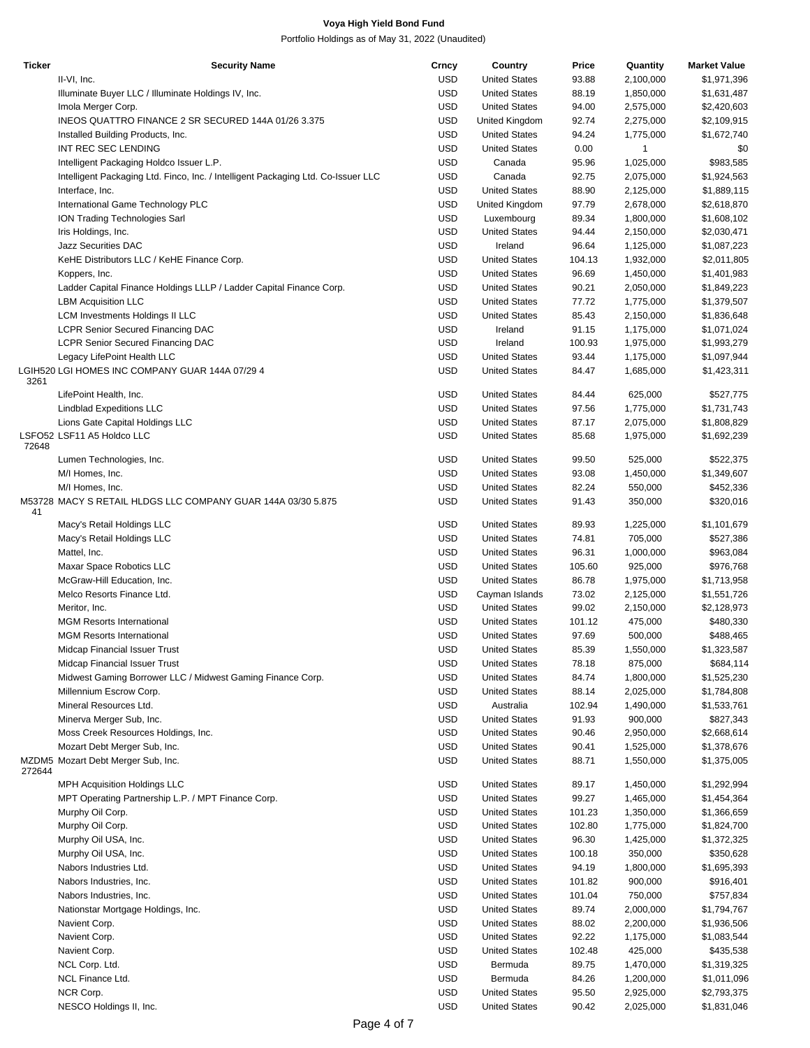**Voya High Yield Bond Fund**

Portfolio Holdings as of May 31, 2022 (Unaudited)

| Ticker | Security Name | Crncy | Country | Price | Quantity | Market Value |
|---|---|---|---|---|---|---|
| | II-VI, Inc. | USD | United States | 93.88 | 2,100,000 | $1,971,396 |
| | Illuminate Buyer LLC / Illuminate Holdings IV, Inc. | USD | United States | 88.19 | 1,850,000 | $1,631,487 |
| | Imola Merger Corp. | USD | United States | 94.00 | 2,575,000 | $2,420,603 |
| | INEOS QUATTRO FINANCE 2 SR SECURED 144A 01/26 3.375 | USD | United Kingdom | 92.74 | 2,275,000 | $2,109,915 |
| | Installed Building Products, Inc. | USD | United States | 94.24 | 1,775,000 | $1,672,740 |
| | INT REC SEC LENDING | USD | United States | 0.00 | 1 | $0 |
| | Intelligent Packaging Holdco Issuer L.P. | USD | Canada | 95.96 | 1,025,000 | $983,585 |
| | Intelligent Packaging Ltd. Finco, Inc. / Intelligent Packaging Ltd. Co-Issuer LLC | USD | Canada | 92.75 | 2,075,000 | $1,924,563 |
| | Interface, Inc. | USD | United States | 88.90 | 2,125,000 | $1,889,115 |
| | International Game Technology PLC | USD | United Kingdom | 97.79 | 2,678,000 | $2,618,870 |
| | ION Trading Technologies Sarl | USD | Luxembourg | 89.34 | 1,800,000 | $1,608,102 |
| | Iris Holdings, Inc. | USD | United States | 94.44 | 2,150,000 | $2,030,471 |
| | Jazz Securities DAC | USD | Ireland | 96.64 | 1,125,000 | $1,087,223 |
| | KeHE Distributors LLC / KeHE Finance Corp. | USD | United States | 104.13 | 1,932,000 | $2,011,805 |
| | Koppers, Inc. | USD | United States | 96.69 | 1,450,000 | $1,401,983 |
| | Ladder Capital Finance Holdings LLLP / Ladder Capital Finance Corp. | USD | United States | 90.21 | 2,050,000 | $1,849,223 |
| | LBM Acquisition LLC | USD | United States | 77.72 | 1,775,000 | $1,379,507 |
| | LCM Investments Holdings II LLC | USD | United States | 85.43 | 2,150,000 | $1,836,648 |
| | LCPR Senior Secured Financing DAC | USD | Ireland | 91.15 | 1,175,000 | $1,071,024 |
| | LCPR Senior Secured Financing DAC | USD | Ireland | 100.93 | 1,975,000 | $1,993,279 |
| | Legacy LifePoint Health LLC | USD | United States | 93.44 | 1,175,000 | $1,097,944 |
| LGIH5203261 | LGI HOMES INC COMPANY GUAR 144A 07/29 4 | USD | United States | 84.47 | 1,685,000 | $1,423,311 |
| | LifePoint Health, Inc. | USD | United States | 84.44 | 625,000 | $527,775 |
| | Lindblad Expeditions LLC | USD | United States | 97.56 | 1,775,000 | $1,731,743 |
| | Lions Gate Capital Holdings LLC | USD | United States | 87.17 | 2,075,000 | $1,808,829 |
| LSFO5272648 | LSF11 A5 Holdco LLC | USD | United States | 85.68 | 1,975,000 | $1,692,239 |
| | Lumen Technologies, Inc. | USD | United States | 99.50 | 525,000 | $522,375 |
| | M/I Homes, Inc. | USD | United States | 93.08 | 1,450,000 | $1,349,607 |
| | M/I Homes, Inc. | USD | United States | 82.24 | 550,000 | $452,336 |
| M5372841 | MACY S RETAIL HLDGS LLC COMPANY GUAR 144A 03/30 5.875 | USD | United States | 91.43 | 350,000 | $320,016 |
| | Macy's Retail Holdings LLC | USD | United States | 89.93 | 1,225,000 | $1,101,679 |
| | Macy's Retail Holdings LLC | USD | United States | 74.81 | 705,000 | $527,386 |
| | Mattel, Inc. | USD | United States | 96.31 | 1,000,000 | $963,084 |
| | Maxar Space Robotics LLC | USD | United States | 105.60 | 925,000 | $976,768 |
| | McGraw-Hill Education, Inc. | USD | United States | 86.78 | 1,975,000 | $1,713,958 |
| | Melco Resorts Finance Ltd. | USD | Cayman Islands | 73.02 | 2,125,000 | $1,551,726 |
| | Meritor, Inc. | USD | United States | 99.02 | 2,150,000 | $2,128,973 |
| | MGM Resorts International | USD | United States | 101.12 | 475,000 | $480,330 |
| | MGM Resorts International | USD | United States | 97.69 | 500,000 | $488,465 |
| | Midcap Financial Issuer Trust | USD | United States | 85.39 | 1,550,000 | $1,323,587 |
| | Midcap Financial Issuer Trust | USD | United States | 78.18 | 875,000 | $684,114 |
| | Midwest Gaming Borrower LLC / Midwest Gaming Finance Corp. | USD | United States | 84.74 | 1,800,000 | $1,525,230 |
| | Millennium Escrow Corp. | USD | United States | 88.14 | 2,025,000 | $1,784,808 |
| | Mineral Resources Ltd. | USD | Australia | 102.94 | 1,490,000 | $1,533,761 |
| | Minerva Merger Sub, Inc. | USD | United States | 91.93 | 900,000 | $827,343 |
| | Moss Creek Resources Holdings, Inc. | USD | United States | 90.46 | 2,950,000 | $2,668,614 |
| | Mozart Debt Merger Sub, Inc. | USD | United States | 90.41 | 1,525,000 | $1,378,676 |
| MZDM5272644 | Mozart Debt Merger Sub, Inc. | USD | United States | 88.71 | 1,550,000 | $1,375,005 |
| | MPH Acquisition Holdings LLC | USD | United States | 89.17 | 1,450,000 | $1,292,994 |
| | MPT Operating Partnership L.P. / MPT Finance Corp. | USD | United States | 99.27 | 1,465,000 | $1,454,364 |
| | Murphy Oil Corp. | USD | United States | 101.23 | 1,350,000 | $1,366,659 |
| | Murphy Oil Corp. | USD | United States | 102.80 | 1,775,000 | $1,824,700 |
| | Murphy Oil USA, Inc. | USD | United States | 96.30 | 1,425,000 | $1,372,325 |
| | Murphy Oil USA, Inc. | USD | United States | 100.18 | 350,000 | $350,628 |
| | Nabors Industries Ltd. | USD | United States | 94.19 | 1,800,000 | $1,695,393 |
| | Nabors Industries, Inc. | USD | United States | 101.82 | 900,000 | $916,401 |
| | Nabors Industries, Inc. | USD | United States | 101.04 | 750,000 | $757,834 |
| | Nationstar Mortgage Holdings, Inc. | USD | United States | 89.74 | 2,000,000 | $1,794,767 |
| | Navient Corp. | USD | United States | 88.02 | 2,200,000 | $1,936,506 |
| | Navient Corp. | USD | United States | 92.22 | 1,175,000 | $1,083,544 |
| | Navient Corp. | USD | United States | 102.48 | 425,000 | $435,538 |
| | NCL Corp. Ltd. | USD | Bermuda | 89.75 | 1,470,000 | $1,319,325 |
| | NCL Finance Ltd. | USD | Bermuda | 84.26 | 1,200,000 | $1,011,096 |
| | NCR Corp. | USD | United States | 95.50 | 2,925,000 | $2,793,375 |
| | NESCO Holdings II, Inc. | USD | United States | 90.42 | 2,025,000 | $1,831,046 |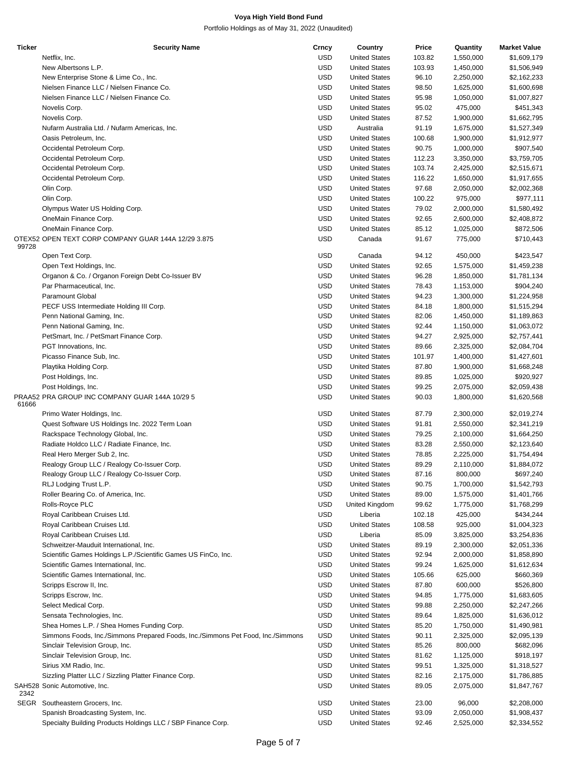**Voya High Yield Bond Fund**

Portfolio Holdings as of May 31, 2022 (Unaudited)

| Ticker | Security Name | Crncy | Country | Price | Quantity | Market Value |
|---|---|---|---|---|---|---|
| | Netflix, Inc. | USD | United States | 103.82 | 1,550,000 | $1,609,179 |
| | New Albertsons L.P. | USD | United States | 103.93 | 1,450,000 | $1,506,949 |
| | New Enterprise Stone & Lime Co., Inc. | USD | United States | 96.10 | 2,250,000 | $2,162,233 |
| | Nielsen Finance LLC / Nielsen Finance Co. | USD | United States | 98.50 | 1,625,000 | $1,600,698 |
| | Nielsen Finance LLC / Nielsen Finance Co. | USD | United States | 95.98 | 1,050,000 | $1,007,827 |
| | Novelis Corp. | USD | United States | 95.02 | 475,000 | $451,343 |
| | Novelis Corp. | USD | United States | 87.52 | 1,900,000 | $1,662,795 |
| | Nufarm Australia Ltd. / Nufarm Americas, Inc. | USD | Australia | 91.19 | 1,675,000 | $1,527,349 |
| | Oasis Petroleum, Inc. | USD | United States | 100.68 | 1,900,000 | $1,912,977 |
| | Occidental Petroleum Corp. | USD | United States | 90.75 | 1,000,000 | $907,540 |
| | Occidental Petroleum Corp. | USD | United States | 112.23 | 3,350,000 | $3,759,705 |
| | Occidental Petroleum Corp. | USD | United States | 103.74 | 2,425,000 | $2,515,671 |
| | Occidental Petroleum Corp. | USD | United States | 116.22 | 1,650,000 | $1,917,655 |
| | Olin Corp. | USD | United States | 97.68 | 2,050,000 | $2,002,368 |
| | Olin Corp. | USD | United States | 100.22 | 975,000 | $977,111 |
| | Olympus Water US Holding Corp. | USD | United States | 79.02 | 2,000,000 | $1,580,492 |
| | OneMain Finance Corp. | USD | United States | 92.65 | 2,600,000 | $2,408,872 |
| | OneMain Finance Corp. | USD | United States | 85.12 | 1,025,000 | $872,506 |
| OTEX5299728 | OPEN TEXT CORP COMPANY GUAR 144A 12/29 3.875 | USD | Canada | 91.67 | 775,000 | $710,443 |
| | Open Text Corp. | USD | Canada | 94.12 | 450,000 | $423,547 |
| | Open Text Holdings, Inc. | USD | United States | 92.65 | 1,575,000 | $1,459,238 |
| | Organon & Co. / Organon Foreign Debt Co-Issuer BV | USD | United States | 96.28 | 1,850,000 | $1,781,134 |
| | Par Pharmaceutical, Inc. | USD | United States | 78.43 | 1,153,000 | $904,240 |
| | Paramount Global | USD | United States | 94.23 | 1,300,000 | $1,224,958 |
| | PECF USS Intermediate Holding III Corp. | USD | United States | 84.18 | 1,800,000 | $1,515,294 |
| | Penn National Gaming, Inc. | USD | United States | 82.06 | 1,450,000 | $1,189,863 |
| | Penn National Gaming, Inc. | USD | United States | 92.44 | 1,150,000 | $1,063,072 |
| | PetSmart, Inc. / PetSmart Finance Corp. | USD | United States | 94.27 | 2,925,000 | $2,757,441 |
| | PGT Innovations, Inc. | USD | United States | 89.66 | 2,325,000 | $2,084,704 |
| | Picasso Finance Sub, Inc. | USD | United States | 101.97 | 1,400,000 | $1,427,601 |
| | Playtika Holding Corp. | USD | United States | 87.80 | 1,900,000 | $1,668,248 |
| | Post Holdings, Inc. | USD | United States | 89.85 | 1,025,000 | $920,927 |
| | Post Holdings, Inc. | USD | United States | 99.25 | 2,075,000 | $2,059,438 |
| PRAA5261666 | PRA GROUP INC COMPANY GUAR 144A 10/29 5 | USD | United States | 90.03 | 1,800,000 | $1,620,568 |
| | Primo Water Holdings, Inc. | USD | United States | 87.79 | 2,300,000 | $2,019,274 |
| | Quest Software US Holdings Inc. 2022 Term Loan | USD | United States | 91.81 | 2,550,000 | $2,341,219 |
| | Rackspace Technology Global, Inc. | USD | United States | 79.25 | 2,100,000 | $1,664,250 |
| | Radiate Holdco LLC / Radiate Finance, Inc. | USD | United States | 83.28 | 2,550,000 | $2,123,640 |
| | Real Hero Merger Sub 2, Inc. | USD | United States | 78.85 | 2,225,000 | $1,754,494 |
| | Realogy Group LLC / Realogy Co-Issuer Corp. | USD | United States | 89.29 | 2,110,000 | $1,884,072 |
| | Realogy Group LLC / Realogy Co-Issuer Corp. | USD | United States | 87.16 | 800,000 | $697,240 |
| | RLJ Lodging Trust L.P. | USD | United States | 90.75 | 1,700,000 | $1,542,793 |
| | Roller Bearing Co. of America, Inc. | USD | United States | 89.00 | 1,575,000 | $1,401,766 |
| | Rolls-Royce PLC | USD | United Kingdom | 99.62 | 1,775,000 | $1,768,299 |
| | Royal Caribbean Cruises Ltd. | USD | Liberia | 102.18 | 425,000 | $434,244 |
| | Royal Caribbean Cruises Ltd. | USD | United States | 108.58 | 925,000 | $1,004,323 |
| | Royal Caribbean Cruises Ltd. | USD | Liberia | 85.09 | 3,825,000 | $3,254,836 |
| | Schweitzer-Mauduit International, Inc. | USD | United States | 89.19 | 2,300,000 | $2,051,336 |
| | Scientific Games Holdings L.P./Scientific Games US FinCo, Inc. | USD | United States | 92.94 | 2,000,000 | $1,858,890 |
| | Scientific Games International, Inc. | USD | United States | 99.24 | 1,625,000 | $1,612,634 |
| | Scientific Games International, Inc. | USD | United States | 105.66 | 625,000 | $660,369 |
| | Scripps Escrow II, Inc. | USD | United States | 87.80 | 600,000 | $526,800 |
| | Scripps Escrow, Inc. | USD | United States | 94.85 | 1,775,000 | $1,683,605 |
| | Select Medical Corp. | USD | United States | 99.88 | 2,250,000 | $2,247,266 |
| | Sensata Technologies, Inc. | USD | United States | 89.64 | 1,825,000 | $1,636,012 |
| | Shea Homes L.P. / Shea Homes Funding Corp. | USD | United States | 85.20 | 1,750,000 | $1,490,981 |
| | Simmons Foods, Inc./Simmons Prepared Foods, Inc./Simmons Pet Food, Inc./Simmons | USD | United States | 90.11 | 2,325,000 | $2,095,139 |
| | Sinclair Television Group, Inc. | USD | United States | 85.26 | 800,000 | $682,096 |
| | Sinclair Television Group, Inc. | USD | United States | 81.62 | 1,125,000 | $918,197 |
| | Sirius XM Radio, Inc. | USD | United States | 99.51 | 1,325,000 | $1,318,527 |
| | Sizzling Platter LLC / Sizzling Platter Finance Corp. | USD | United States | 82.16 | 2,175,000 | $1,786,885 |
| SAH5282342 | Sonic Automotive, Inc. | USD | United States | 89.05 | 2,075,000 | $1,847,767 |
| SEGR | Southeastern Grocers, Inc. | USD | United States | 23.00 | 96,000 | $2,208,000 |
| | Spanish Broadcasting System, Inc. | USD | United States | 93.09 | 2,050,000 | $1,908,437 |
| | Specialty Building Products Holdings LLC / SBP Finance Corp. | USD | United States | 92.46 | 2,525,000 | $2,334,552 |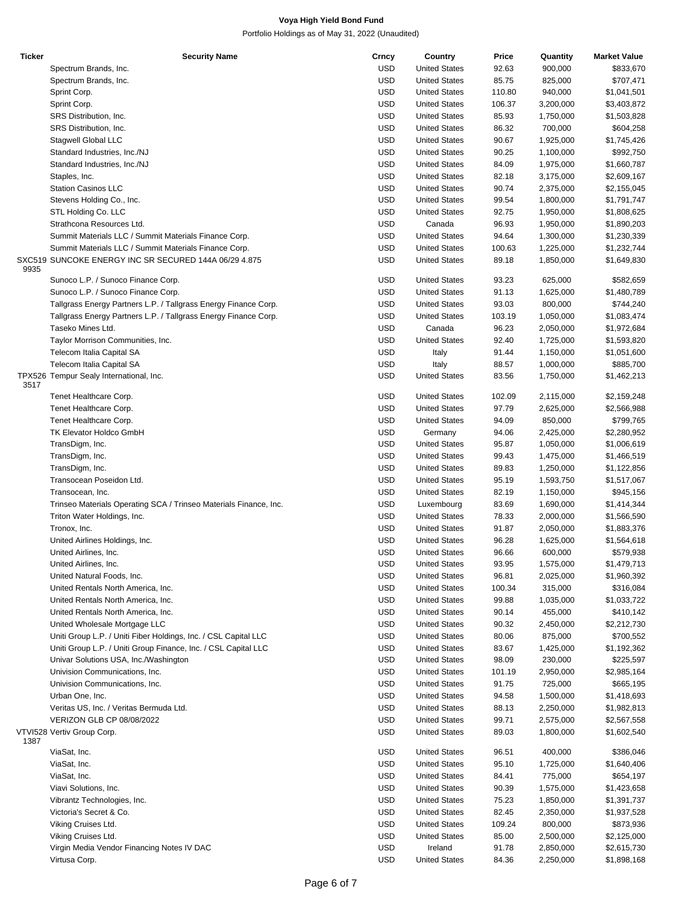**Voya High Yield Bond Fund**

Portfolio Holdings as of May 31, 2022 (Unaudited)

| Ticker | Security Name | Crncy | Country | Price | Quantity | Market Value |
|---|---|---|---|---|---|---|
| | Spectrum Brands, Inc. | USD | United States | 92.63 | 900,000 | $833,670 |
| | Spectrum Brands, Inc. | USD | United States | 85.75 | 825,000 | $707,471 |
| | Sprint Corp. | USD | United States | 110.80 | 940,000 | $1,041,501 |
| | Sprint Corp. | USD | United States | 106.37 | 3,200,000 | $3,403,872 |
| | SRS Distribution, Inc. | USD | United States | 85.93 | 1,750,000 | $1,503,828 |
| | SRS Distribution, Inc. | USD | United States | 86.32 | 700,000 | $604,258 |
| | Stagwell Global LLC | USD | United States | 90.67 | 1,925,000 | $1,745,426 |
| | Standard Industries, Inc./NJ | USD | United States | 90.25 | 1,100,000 | $992,750 |
| | Standard Industries, Inc./NJ | USD | United States | 84.09 | 1,975,000 | $1,660,787 |
| | Staples, Inc. | USD | United States | 82.18 | 3,175,000 | $2,609,167 |
| | Station Casinos LLC | USD | United States | 90.74 | 2,375,000 | $2,155,045 |
| | Stevens Holding Co., Inc. | USD | United States | 99.54 | 1,800,000 | $1,791,747 |
| | STL Holding Co. LLC | USD | United States | 92.75 | 1,950,000 | $1,808,625 |
| | Strathcona Resources Ltd. | USD | Canada | 96.93 | 1,950,000 | $1,890,203 |
| | Summit Materials LLC / Summit Materials Finance Corp. | USD | United States | 94.64 | 1,300,000 | $1,230,339 |
| | Summit Materials LLC / Summit Materials Finance Corp. | USD | United States | 100.63 | 1,225,000 | $1,232,744 |
| SXC5199935 | SUNCOKE ENERGY INC SR SECURED 144A 06/29 4.875 | USD | United States | 89.18 | 1,850,000 | $1,649,830 |
| | Sunoco L.P. / Sunoco Finance Corp. | USD | United States | 93.23 | 625,000 | $582,659 |
| | Sunoco L.P. / Sunoco Finance Corp. | USD | United States | 91.13 | 1,625,000 | $1,480,789 |
| | Tallgrass Energy Partners L.P. / Tallgrass Energy Finance Corp. | USD | United States | 93.03 | 800,000 | $744,240 |
| | Tallgrass Energy Partners L.P. / Tallgrass Energy Finance Corp. | USD | United States | 103.19 | 1,050,000 | $1,083,474 |
| | Taseko Mines Ltd. | USD | Canada | 96.23 | 2,050,000 | $1,972,684 |
| | Taylor Morrison Communities, Inc. | USD | United States | 92.40 | 1,725,000 | $1,593,820 |
| | Telecom Italia Capital SA | USD | Italy | 91.44 | 1,150,000 | $1,051,600 |
| | Telecom Italia Capital SA | USD | Italy | 88.57 | 1,000,000 | $885,700 |
| TPX5263517 | Tempur Sealy International, Inc. | USD | United States | 83.56 | 1,750,000 | $1,462,213 |
| | Tenet Healthcare Corp. | USD | United States | 102.09 | 2,115,000 | $2,159,248 |
| | Tenet Healthcare Corp. | USD | United States | 97.79 | 2,625,000 | $2,566,988 |
| | Tenet Healthcare Corp. | USD | United States | 94.09 | 850,000 | $799,765 |
| | TK Elevator Holdco GmbH | USD | Germany | 94.06 | 2,425,000 | $2,280,952 |
| | TransDigm, Inc. | USD | United States | 95.87 | 1,050,000 | $1,006,619 |
| | TransDigm, Inc. | USD | United States | 99.43 | 1,475,000 | $1,466,519 |
| | TransDigm, Inc. | USD | United States | 89.83 | 1,250,000 | $1,122,856 |
| | Transocean Poseidon Ltd. | USD | United States | 95.19 | 1,593,750 | $1,517,067 |
| | Transocean, Inc. | USD | United States | 82.19 | 1,150,000 | $945,156 |
| | Trinseo Materials Operating SCA / Trinseo Materials Finance, Inc. | USD | Luxembourg | 83.69 | 1,690,000 | $1,414,344 |
| | Triton Water Holdings, Inc. | USD | United States | 78.33 | 2,000,000 | $1,566,590 |
| | Tronox, Inc. | USD | United States | 91.87 | 2,050,000 | $1,883,376 |
| | United Airlines Holdings, Inc. | USD | United States | 96.28 | 1,625,000 | $1,564,618 |
| | United Airlines, Inc. | USD | United States | 96.66 | 600,000 | $579,938 |
| | United Airlines, Inc. | USD | United States | 93.95 | 1,575,000 | $1,479,713 |
| | United Natural Foods, Inc. | USD | United States | 96.81 | 2,025,000 | $1,960,392 |
| | United Rentals North America, Inc. | USD | United States | 100.34 | 315,000 | $316,084 |
| | United Rentals North America, Inc. | USD | United States | 99.88 | 1,035,000 | $1,033,722 |
| | United Rentals North America, Inc. | USD | United States | 90.14 | 455,000 | $410,142 |
| | United Wholesale Mortgage LLC | USD | United States | 90.32 | 2,450,000 | $2,212,730 |
| | Uniti Group L.P. / Uniti Fiber Holdings, Inc. / CSL Capital LLC | USD | United States | 80.06 | 875,000 | $700,552 |
| | Uniti Group L.P. / Uniti Group Finance, Inc. / CSL Capital LLC | USD | United States | 83.67 | 1,425,000 | $1,192,362 |
| | Univar Solutions USA, Inc./Washington | USD | United States | 98.09 | 230,000 | $225,597 |
| | Univision Communications, Inc. | USD | United States | 101.19 | 2,950,000 | $2,985,164 |
| | Univision Communications, Inc. | USD | United States | 91.75 | 725,000 | $665,195 |
| | Urban One, Inc. | USD | United States | 94.58 | 1,500,000 | $1,418,693 |
| | Veritas US, Inc. / Veritas Bermuda Ltd. | USD | United States | 88.13 | 2,250,000 | $1,982,813 |
| | VERIZON GLB CP 08/08/2022 | USD | United States | 99.71 | 2,575,000 | $2,567,558 |
| VTVI5281387 | Vertiv Group Corp. | USD | United States | 89.03 | 1,800,000 | $1,602,540 |
| | ViaSat, Inc. | USD | United States | 96.51 | 400,000 | $386,046 |
| | ViaSat, Inc. | USD | United States | 95.10 | 1,725,000 | $1,640,406 |
| | ViaSat, Inc. | USD | United States | 84.41 | 775,000 | $654,197 |
| | Viavi Solutions, Inc. | USD | United States | 90.39 | 1,575,000 | $1,423,658 |
| | Vibrantz Technologies, Inc. | USD | United States | 75.23 | 1,850,000 | $1,391,737 |
| | Victoria's Secret & Co. | USD | United States | 82.45 | 2,350,000 | $1,937,528 |
| | Viking Cruises Ltd. | USD | United States | 109.24 | 800,000 | $873,936 |
| | Viking Cruises Ltd. | USD | United States | 85.00 | 2,500,000 | $2,125,000 |
| | Virgin Media Vendor Financing Notes IV DAC | USD | Ireland | 91.78 | 2,850,000 | $2,615,730 |
| | Virtusa Corp. | USD | United States | 84.36 | 2,250,000 | $1,898,168 |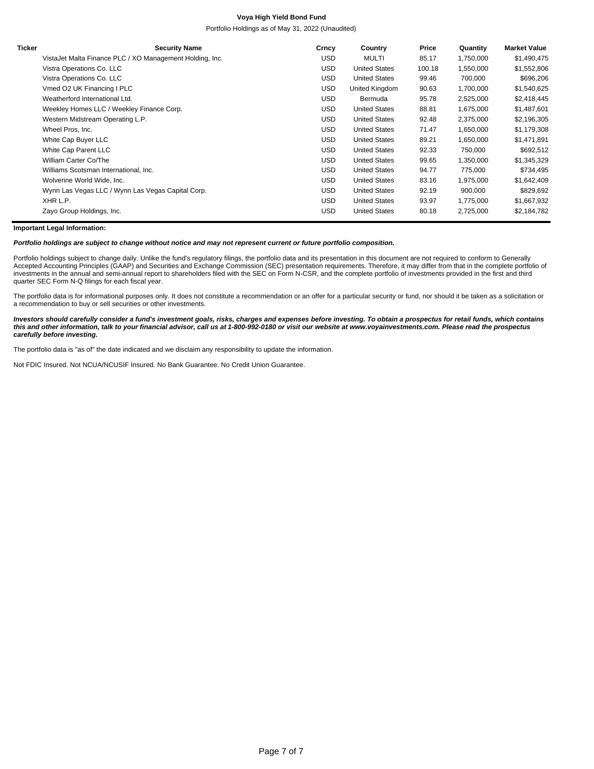# Voya High Yield Bond Fund

Portfolio Holdings as of May 31, 2022 (Unaudited)

| Ticker | Security Name | Crncy | Country | Price | Quantity | Market Value |
|---|---|---|---|---|---|---|
| | VistaJet Malta Finance PLC / XO Management Holding, Inc. | USD | MULTI | 85.17 | 1,750,000 | $1,490,475 |
| | Vistra Operations Co. LLC | USD | United States | 100.18 | 1,550,000 | $1,552,806 |
| | Vistra Operations Co. LLC | USD | United States | 99.46 | 700,000 | $696,206 |
| | Vmed O2 UK Financing I PLC | USD | United Kingdom | 90.63 | 1,700,000 | $1,540,625 |
| | Weatherford International Ltd. | USD | Bermuda | 95.78 | 2,525,000 | $2,418,445 |
| | Weekley Homes LLC / Weekley Finance Corp. | USD | United States | 88.81 | 1,675,000 | $1,487,601 |
| | Western Midstream Operating L.P. | USD | United States | 92.48 | 2,375,000 | $2,196,305 |
| | Wheel Pros, Inc. | USD | United States | 71.47 | 1,650,000 | $1,179,308 |
| | White Cap Buyer LLC | USD | United States | 89.21 | 1,650,000 | $1,471,891 |
| | White Cap Parent LLC | USD | United States | 92.33 | 750,000 | $692,512 |
| | William Carter Co/The | USD | United States | 99.65 | 1,350,000 | $1,345,329 |
| | Williams Scotsman International, Inc. | USD | United States | 94.77 | 775,000 | $734,495 |
| | Wolverine World Wide, Inc. | USD | United States | 83.16 | 1,975,000 | $1,642,409 |
| | Wynn Las Vegas LLC / Wynn Las Vegas Capital Corp. | USD | United States | 92.19 | 900,000 | $829,692 |
| | XHR L.P. | USD | United States | 93.97 | 1,775,000 | $1,667,932 |
| | Zayo Group Holdings, Inc. | USD | United States | 80.18 | 2,725,000 | $2,184,782 |

**Important Legal Information:**

***Portfolio holdings are subject to change without notice and may not represent current or future portfolio composition.***

Portfolio holdings subject to change daily. Unlike the fund's regulatory filings, the portfolio data and its presentation in this document are not required to conform to Generally Accepted Accounting Principles (GAAP) and Securities and Exchange Commission (SEC) presentation requirements. Therefore, it may differ from that in the complete portfolio of investments in the annual and semi-annual report to shareholders filed with the SEC on Form N-CSR, and the complete portfolio of investments provided in the first and third quarter SEC Form N-Q filings for each fiscal year.

The portfolio data is for informational purposes only. It does not constitute a recommendation or an offer for a particular security or fund, nor should it be taken as a solicitation or a recommendation to buy or sell securities or other investments.

***Investors should carefully consider a fund's investment goals, risks, charges and expenses before investing. To obtain a prospectus for retail funds, which contains this and other information, talk to your financial advisor, call us at 1-800-992-0180 or visit our website at www.voyainvestments.com. Please read the prospectus carefully before investing.***

The portfolio data is "as of" the date indicated and we disclaim any responsibility to update the information.

Not FDIC Insured. Not NCUA/NCUSIF Insured. No Bank Guarantee. No Credit Union Guarantee.